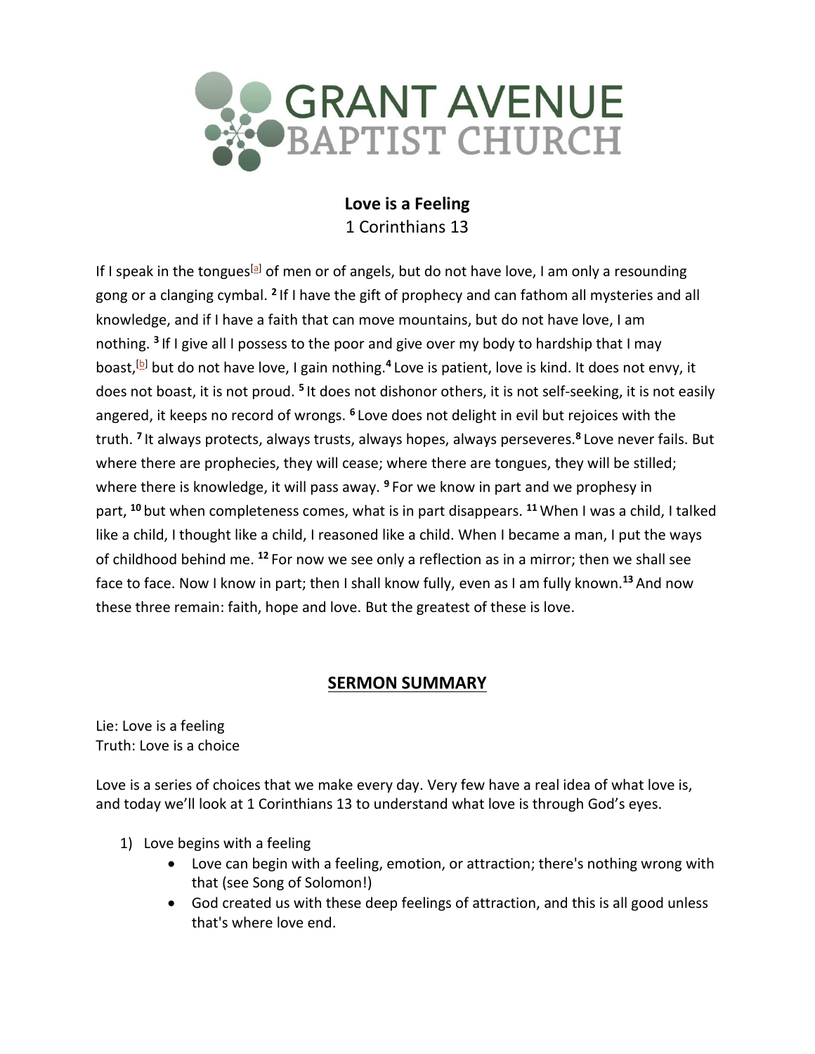# GRANT AVENUE BAPTIST CHURCH

**Love is a Feeling**
1 Corinthians 13

If I speak in the tongues[a] of men or of angels, but do not have love, I am only a resounding gong or a clanging cymbal. **2** If I have the gift of prophecy and can fathom all mysteries and all knowledge, and if I have a faith that can move mountains, but do not have love, I am nothing. **3** If I give all I possess to the poor and give over my body to hardship that I may boast,[b] but do not have love, I gain nothing. **4** Love is patient, love is kind. It does not envy, it does not boast, it is not proud. **5** It does not dishonor others, it is not self-seeking, it is not easily angered, it keeps no record of wrongs. **6** Love does not delight in evil but rejoices with the truth. **7** It always protects, always trusts, always hopes, always perseveres. **8** Love never fails. But where there are prophecies, they will cease; where there are tongues, they will be stilled; where there is knowledge, it will pass away. **9** For we know in part and we prophesy in part, **10** but when completeness comes, what is in part disappears. **11** When I was a child, I talked like a child, I thought like a child, I reasoned like a child. When I became a man, I put the ways of childhood behind me. **12** For now we see only a reflection as in a mirror; then we shall see face to face. Now I know in part; then I shall know fully, even as I am fully known. **13** And now these three remain: faith, hope and love. But the greatest of these is love.

## SERMON SUMMARY

Lie: Love is a feeling
Truth: Love is a choice

Love is a series of choices that we make every day. Very few have a real idea of what love is, and today we'll look at 1 Corinthians 13 to understand what love is through God's eyes.

1) Love begins with a feeling
    - Love can begin with a feeling, emotion, or attraction; there's nothing wrong with that (see Song of Solomon!)
    - God created us with these deep feelings of attraction, and this is all good unless that's where love end.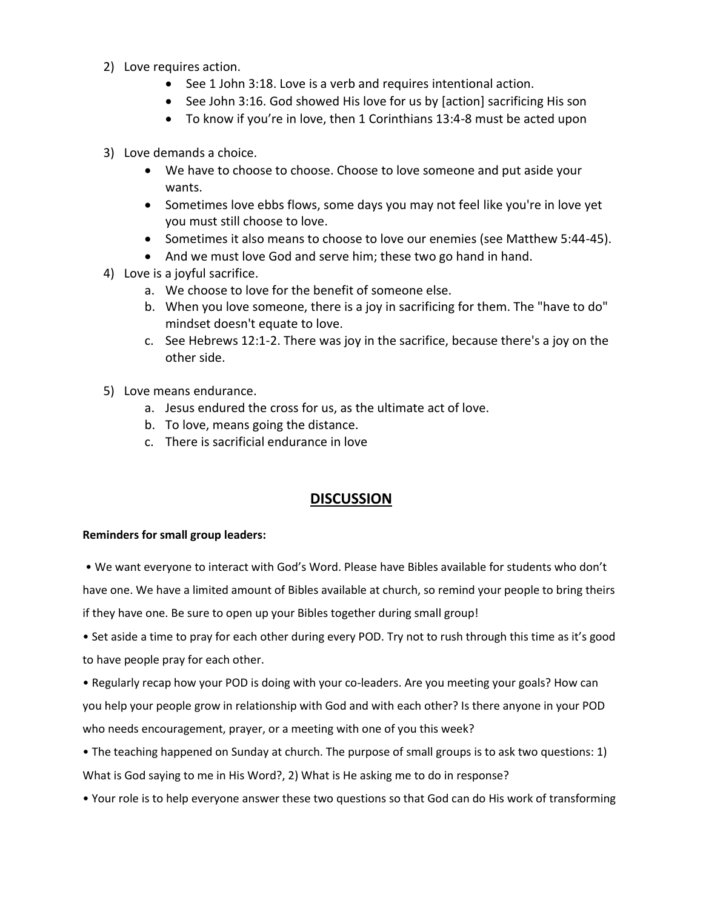2) Love requires action.
    - See 1 John 3:18. Love is a verb and requires intentional action.
    - See John 3:16. God showed His love for us by [action] sacrificing His son
    - To know if you're in love, then 1 Corinthians 13:4-8 must be acted upon

3) Love demands a choice.
    - We have to choose to choose. Choose to love someone and put aside your wants.
    - Sometimes love ebbs flows, some days you may not feel like you're in love yet you must still choose to love.
    - Sometimes it also means to choose to love our enemies (see Matthew 5:44-45).
    - And we must love God and serve him; these two go hand in hand.

4) Love is a joyful sacrifice.
    a. We choose to love for the benefit of someone else.
    b. When you love someone, there is a joy in sacrificing for them. The "have to do" mindset doesn't equate to love.
    c. See Hebrews 12:1-2. There was joy in the sacrifice, because there's a joy on the other side.

5) Love means endurance.
    a. Jesus endured the cross for us, as the ultimate act of love.
    b. To love, means going the distance.
    c. There is sacrificial endurance in love

## DISCUSSION

**Reminders for small group leaders:**

• We want everyone to interact with God's Word. Please have Bibles available for students who don't have one. We have a limited amount of Bibles available at church, so remind your people to bring theirs if they have one. Be sure to open up your Bibles together during small group!

• Set aside a time to pray for each other during every POD. Try not to rush through this time as it's good to have people pray for each other.

• Regularly recap how your POD is doing with your co-leaders. Are you meeting your goals? How can you help your people grow in relationship with God and with each other? Is there anyone in your POD who needs encouragement, prayer, or a meeting with one of you this week?

• The teaching happened on Sunday at church. The purpose of small groups is to ask two questions: 1) What is God saying to me in His Word?, 2) What is He asking me to do in response?

• Your role is to help everyone answer these two questions so that God can do His work of transforming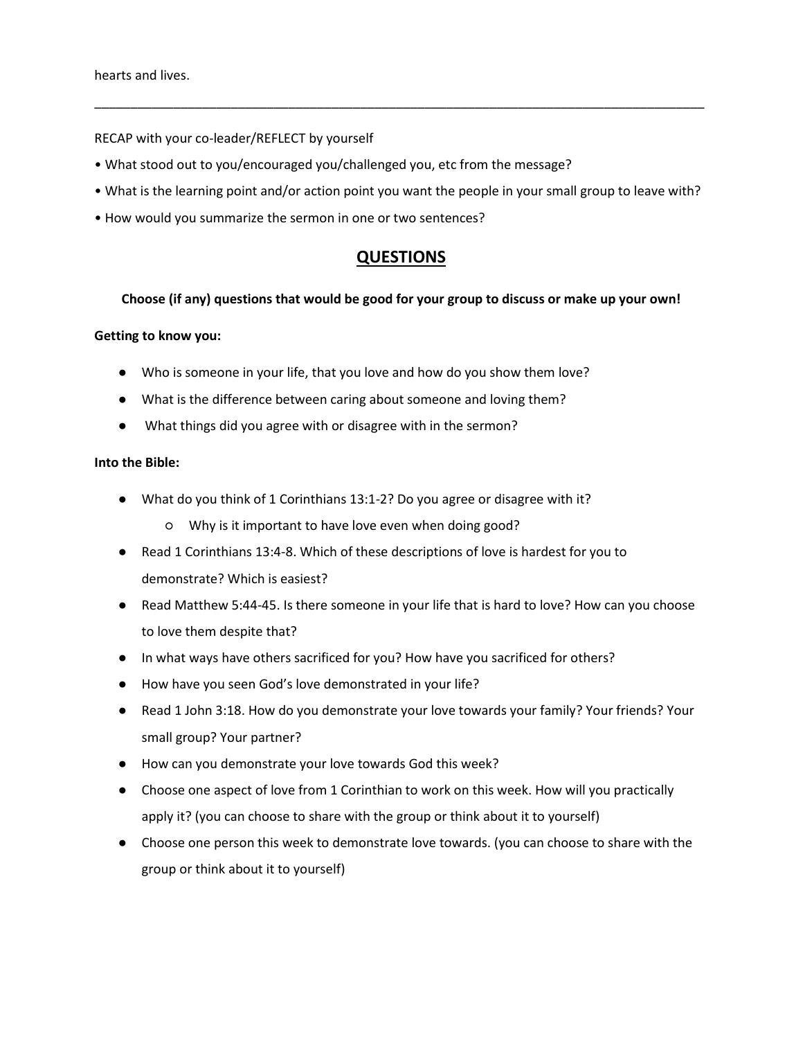hearts and lives.

---

RECAP with your co-leader/REFLECT by yourself

- What stood out to you/encouraged you/challenged you, etc from the message?
- What is the learning point and/or action point you want the people in your small group to leave with?
- How would you summarize the sermon in one or two sentences?

## QUESTIONS

**Choose (if any) questions that would be good for your group to discuss or make up your own!**

**Getting to know you:**

- Who is someone in your life, that you love and how do you show them love?
- What is the difference between caring about someone and loving them?
- What things did you agree with or disagree with in the sermon?

**Into the Bible:**

- What do you think of 1 Corinthians 13:1-2? Do you agree or disagree with it?
    - Why is it important to have love even when doing good?
- Read 1 Corinthians 13:4-8. Which of these descriptions of love is hardest for you to demonstrate? Which is easiest?
- Read Matthew 5:44-45. Is there someone in your life that is hard to love? How can you choose to love them despite that?
- In what ways have others sacrificed for you? How have you sacrificed for others?
- How have you seen God's love demonstrated in your life?
- Read 1 John 3:18. How do you demonstrate your love towards your family? Your friends? Your small group? Your partner?
- How can you demonstrate your love towards God this week?
- Choose one aspect of love from 1 Corinthian to work on this week. How will you practically apply it? (you can choose to share with the group or think about it to yourself)
- Choose one person this week to demonstrate love towards. (you can choose to share with the group or think about it to yourself)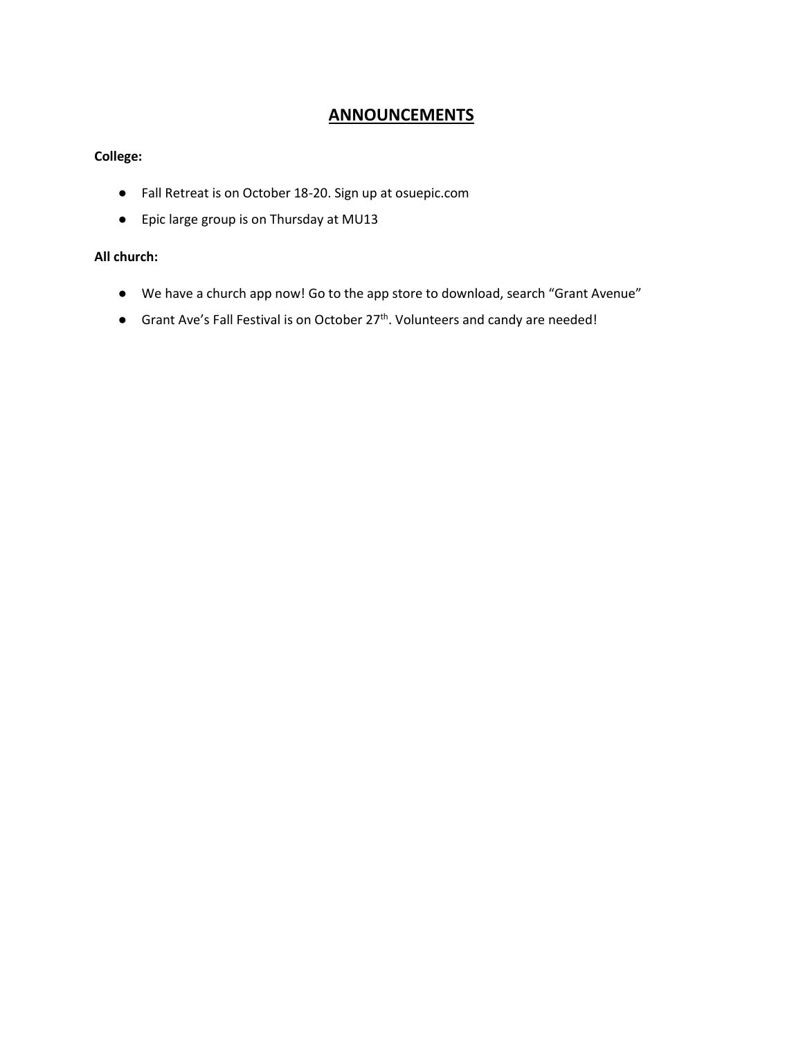# <u>ANNOUNCEMENTS</u>

**College:**

- Fall Retreat is on October 18-20. Sign up at osuepic.com
- Epic large group is on Thursday at MU13

**All church:**

- We have a church app now! Go to the app store to download, search "Grant Avenue"
- Grant Ave's Fall Festival is on October 27th. Volunteers and candy are needed!